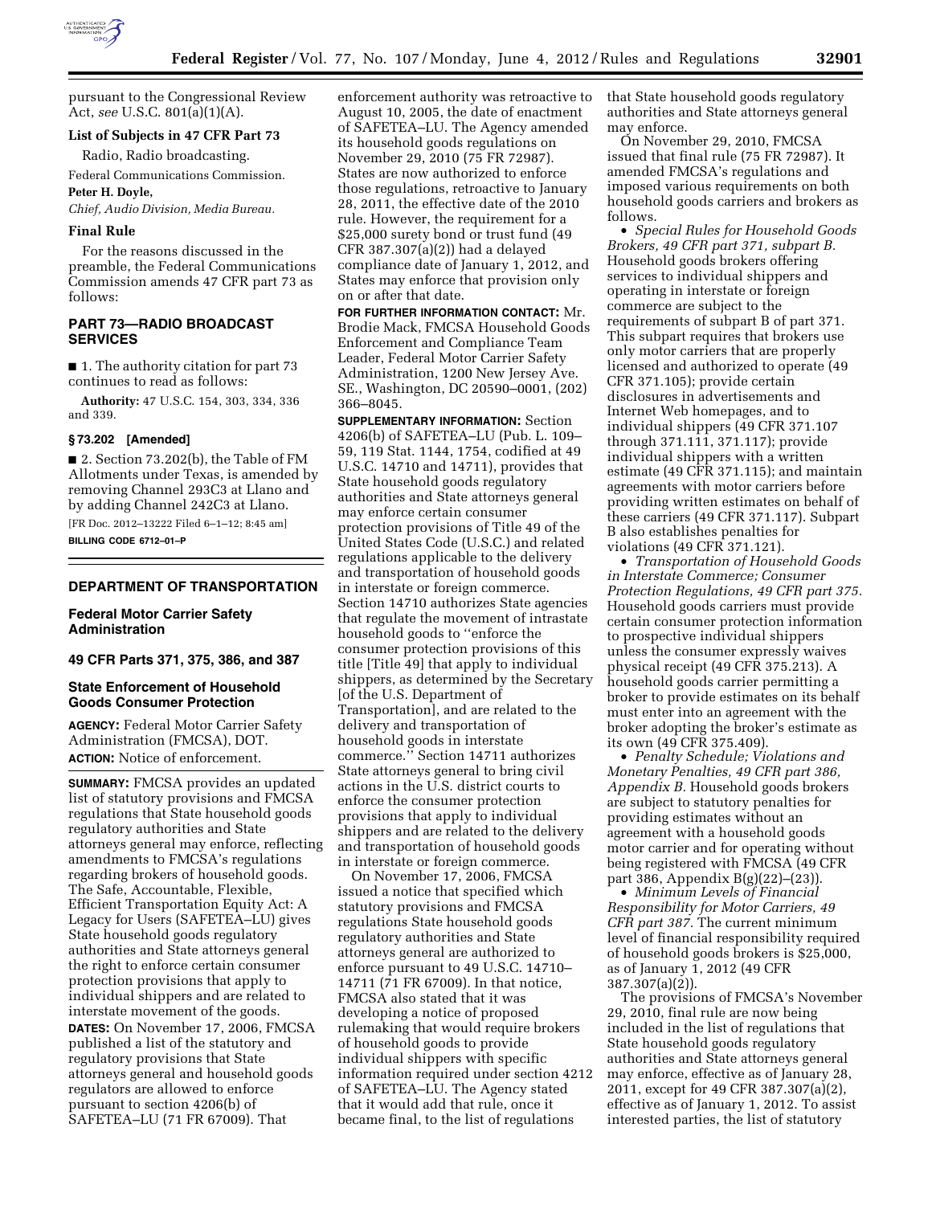pursuant to the Congressional Review Act, *see* U.S.C. 801(a)(1)(A).

**List of Subjects in 47 CFR Part 73**

Radio, Radio broadcasting.

Federal Communications Commission.

**Peter H. Doyle,**

*Chief, Audio Division, Media Bureau.*

**Final Rule**

For the reasons discussed in the preamble, the Federal Communications Commission amends 47 CFR part 73 as follows:

## PART 73—RADIO BROADCAST SERVICES

■ 1. The authority citation for part 73 continues to read as follows:

**Authority:** 47 U.S.C. 154, 303, 334, 336 and 339.

**§ 73.202 [Amended]**

■ 2. Section 73.202(b), the Table of FM Allotments under Texas, is amended by removing Channel 293C3 at Llano and by adding Channel 242C3 at Llano.

[FR Doc. 2012–13222 Filed 6–1–12; 8:45 am]

**BILLING CODE 6712–01–P**

## DEPARTMENT OF TRANSPORTATION

### Federal Motor Carrier Safety Administration

### 49 CFR Parts 371, 375, 386, and 387

### State Enforcement of Household Goods Consumer Protection

**AGENCY:** Federal Motor Carrier Safety Administration (FMCSA), DOT.

**ACTION:** Notice of enforcement.

**SUMMARY:** FMCSA provides an updated list of statutory provisions and FMCSA regulations that State household goods regulatory authorities and State attorneys general may enforce, reflecting amendments to FMCSA's regulations regarding brokers of household goods. The Safe, Accountable, Flexible, Efficient Transportation Equity Act: A Legacy for Users (SAFETEA–LU) gives State household goods regulatory authorities and State attorneys general the right to enforce certain consumer protection provisions that apply to individual shippers and are related to interstate movement of the goods.

**DATES:** On November 17, 2006, FMCSA published a list of the statutory and regulatory provisions that State attorneys general and household goods regulators are allowed to enforce pursuant to section 4206(b) of SAFETEA–LU (71 FR 67009). That enforcement authority was retroactive to August 10, 2005, the date of enactment of SAFETEA–LU. The Agency amended its household goods regulations on November 29, 2010 (75 FR 72987). States are now authorized to enforce those regulations, retroactive to January 28, 2011, the effective date of the 2010 rule. However, the requirement for a $25,000 surety bond or trust fund (49 CFR 387.307(a)(2)) had a delayed compliance date of January 1, 2012, and States may enforce that provision only on or after that date.

**FOR FURTHER INFORMATION CONTACT:** Mr. Brodie Mack, FMCSA Household Goods Enforcement and Compliance Team Leader, Federal Motor Carrier Safety Administration, 1200 New Jersey Ave. SE., Washington, DC 20590–0001, (202) 366–8045.

**SUPPLEMENTARY INFORMATION:** Section 4206(b) of SAFETEA–LU (Pub. L. 109–59, 119 Stat. 1144, 1754, codified at 49 U.S.C. 14710 and 14711), provides that State household goods regulatory authorities and State attorneys general may enforce certain consumer protection provisions of Title 49 of the United States Code (U.S.C.) and related regulations applicable to the delivery and transportation of household goods in interstate or foreign commerce. Section 14710 authorizes State agencies that regulate the movement of intrastate household goods to ''enforce the consumer protection provisions of this title [Title 49] that apply to individual shippers, as determined by the Secretary [of the U.S. Department of Transportation], and are related to the delivery and transportation of household goods in interstate commerce.'' Section 14711 authorizes State attorneys general to bring civil actions in the U.S. district courts to enforce the consumer protection provisions that apply to individual shippers and are related to the delivery and transportation of household goods in interstate or foreign commerce.

On November 17, 2006, FMCSA issued a notice that specified which statutory provisions and FMCSA regulations State household goods regulatory authorities and State attorneys general are authorized to enforce pursuant to 49 U.S.C. 14710–14711 (71 FR 67009). In that notice, FMCSA also stated that it was developing a notice of proposed rulemaking that would require brokers of household goods to provide individual shippers with specific information required under section 4212 of SAFETEA–LU. The Agency stated that it would add that rule, once it became final, to the list of regulations that State household goods regulatory authorities and State attorneys general may enforce.

On November 29, 2010, FMCSA issued that final rule (75 FR 72987). It amended FMCSA's regulations and imposed various requirements on both household goods carriers and brokers as follows.

- *Special Rules for Household Goods Brokers, 49 CFR part 371, subpart B.* Household goods brokers offering services to individual shippers and operating in interstate or foreign commerce are subject to the requirements of subpart B of part 371. This subpart requires that brokers use only motor carriers that are properly licensed and authorized to operate (49 CFR 371.105); provide certain disclosures in advertisements and Internet Web homepages, and to individual shippers (49 CFR 371.107 through 371.111, 371.117); provide individual shippers with a written estimate (49 CFR 371.115); and maintain agreements with motor carriers before providing written estimates on behalf of these carriers (49 CFR 371.117). Subpart B also establishes penalties for violations (49 CFR 371.121).
- *Transportation of Household Goods in Interstate Commerce; Consumer Protection Regulations, 49 CFR part 375.* Household goods carriers must provide certain consumer protection information to prospective individual shippers unless the consumer expressly waives physical receipt (49 CFR 375.213). A household goods carrier permitting a broker to provide estimates on its behalf must enter into an agreement with the broker adopting the broker's estimate as its own (49 CFR 375.409).
- *Penalty Schedule; Violations and Monetary Penalties, 49 CFR part 386, Appendix B.* Household goods brokers are subject to statutory penalties for providing estimates without an agreement with a household goods motor carrier and for operating without being registered with FMCSA (49 CFR part 386, Appendix B(g)(22)–(23)).
- *Minimum Levels of Financial Responsibility for Motor Carriers, 49 CFR part 387.* The current minimum level of financial responsibility required of household goods brokers is $25,000, as of January 1, 2012 (49 CFR 387.307(a)(2)).

The provisions of FMCSA's November 29, 2010, final rule are now being included in the list of regulations that State household goods regulatory authorities and State attorneys general may enforce, effective as of January 28, 2011, except for 49 CFR 387.307(a)(2), effective as of January 1, 2012. To assist interested parties, the list of statutory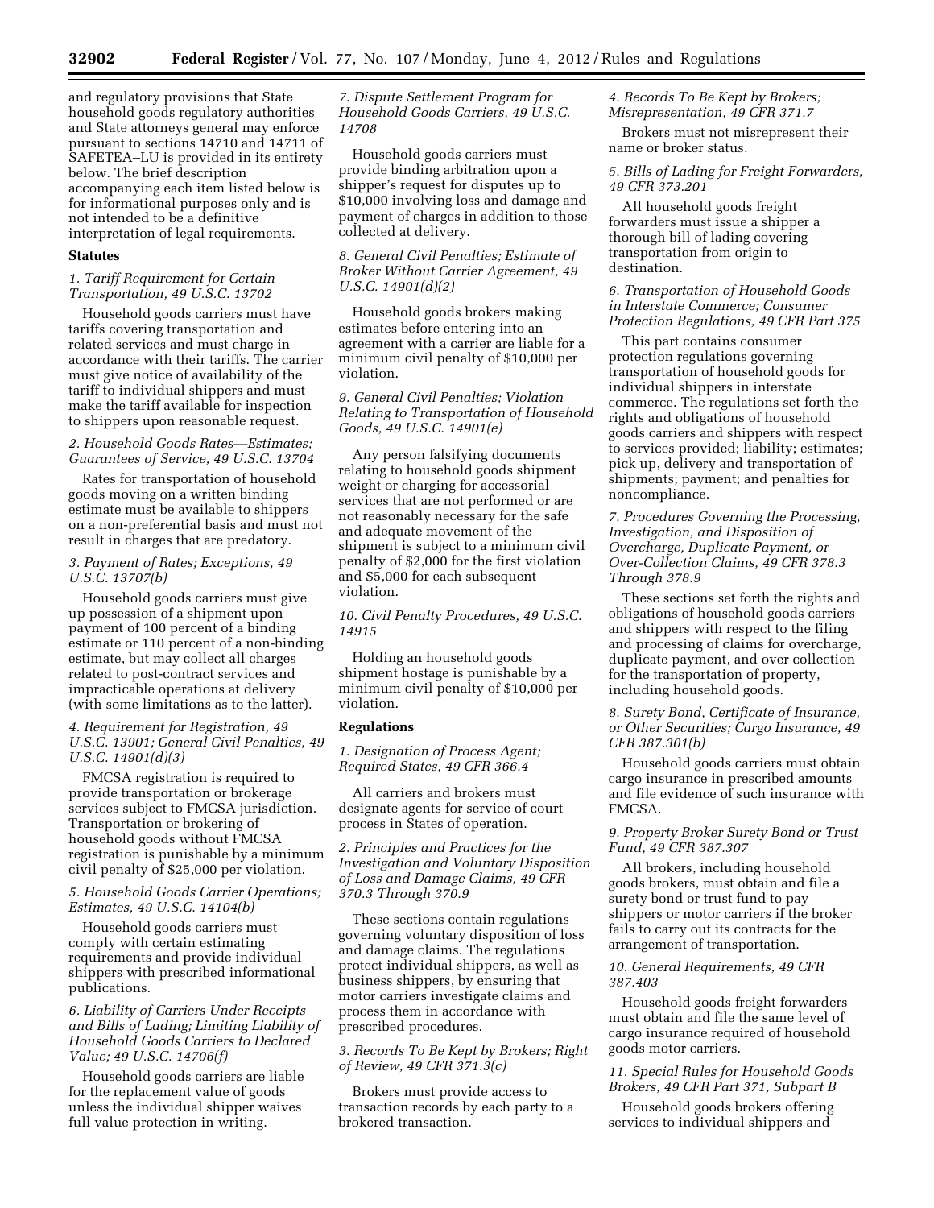and regulatory provisions that State household goods regulatory authorities and State attorneys general may enforce pursuant to sections 14710 and 14711 of SAFETEA–LU is provided in its entirety below. The brief description accompanying each item listed below is for informational purposes only and is not intended to be a definitive interpretation of legal requirements.

## Statutes

*1. Tariff Requirement for Certain Transportation, 49 U.S.C. 13702*

Household goods carriers must have tariffs covering transportation and related services and must charge in accordance with their tariffs. The carrier must give notice of availability of the tariff to individual shippers and must make the tariff available for inspection to shippers upon reasonable request.

*2. Household Goods Rates—Estimates; Guarantees of Service, 49 U.S.C. 13704*

Rates for transportation of household goods moving on a written binding estimate must be available to shippers on a non-preferential basis and must not result in charges that are predatory.

*3. Payment of Rates; Exceptions, 49 U.S.C. 13707(b)*

Household goods carriers must give up possession of a shipment upon payment of 100 percent of a binding estimate or 110 percent of a non-binding estimate, but may collect all charges related to post-contract services and impracticable operations at delivery (with some limitations as to the latter).

*4. Requirement for Registration, 49 U.S.C. 13901; General Civil Penalties, 49 U.S.C. 14901(d)(3)*

FMCSA registration is required to provide transportation or brokerage services subject to FMCSA jurisdiction. Transportation or brokering of household goods without FMCSA registration is punishable by a minimum civil penalty of $25,000 per violation.

*5. Household Goods Carrier Operations; Estimates, 49 U.S.C. 14104(b)*

Household goods carriers must comply with certain estimating requirements and provide individual shippers with prescribed informational publications.

*6. Liability of Carriers Under Receipts and Bills of Lading; Limiting Liability of Household Goods Carriers to Declared Value; 49 U.S.C. 14706(f)*

Household goods carriers are liable for the replacement value of goods unless the individual shipper waives full value protection in writing.

*7. Dispute Settlement Program for Household Goods Carriers, 49 U.S.C. 14708*

Household goods carriers must provide binding arbitration upon a shipper's request for disputes up to $10,000 involving loss and damage and payment of charges in addition to those collected at delivery.

*8. General Civil Penalties; Estimate of Broker Without Carrier Agreement, 49 U.S.C. 14901(d)(2)*

Household goods brokers making estimates before entering into an agreement with a carrier are liable for a minimum civil penalty of $10,000 per violation.

*9. General Civil Penalties; Violation Relating to Transportation of Household Goods, 49 U.S.C. 14901(e)*

Any person falsifying documents relating to household goods shipment weight or charging for accessorial services that are not performed or are not reasonably necessary for the safe and adequate movement of the shipment is subject to a minimum civil penalty of $2,000 for the first violation and $5,000 for each subsequent violation.

*10. Civil Penalty Procedures, 49 U.S.C. 14915*

Holding an household goods shipment hostage is punishable by a minimum civil penalty of $10,000 per violation.

## Regulations

*1. Designation of Process Agent; Required States, 49 CFR 366.4*

All carriers and brokers must designate agents for service of court process in States of operation.

*2. Principles and Practices for the Investigation and Voluntary Disposition of Loss and Damage Claims, 49 CFR 370.3 Through 370.9*

These sections contain regulations governing voluntary disposition of loss and damage claims. The regulations protect individual shippers, as well as business shippers, by ensuring that motor carriers investigate claims and process them in accordance with prescribed procedures.

*3. Records To Be Kept by Brokers; Right of Review, 49 CFR 371.3(c)*

Brokers must provide access to transaction records by each party to a brokered transaction.

*4. Records To Be Kept by Brokers; Misrepresentation, 49 CFR 371.7*

Brokers must not misrepresent their name or broker status.

*5. Bills of Lading for Freight Forwarders, 49 CFR 373.201*

All household goods freight forwarders must issue a shipper a thorough bill of lading covering transportation from origin to destination.

*6. Transportation of Household Goods in Interstate Commerce; Consumer Protection Regulations, 49 CFR Part 375*

This part contains consumer protection regulations governing transportation of household goods for individual shippers in interstate commerce. The regulations set forth the rights and obligations of household goods carriers and shippers with respect to services provided; liability; estimates; pick up, delivery and transportation of shipments; payment; and penalties for noncompliance.

*7. Procedures Governing the Processing, Investigation, and Disposition of Overcharge, Duplicate Payment, or Over-Collection Claims, 49 CFR 378.3 Through 378.9*

These sections set forth the rights and obligations of household goods carriers and shippers with respect to the filing and processing of claims for overcharge, duplicate payment, and over collection for the transportation of property, including household goods.

*8. Surety Bond, Certificate of Insurance, or Other Securities; Cargo Insurance, 49 CFR 387.301(b)*

Household goods carriers must obtain cargo insurance in prescribed amounts and file evidence of such insurance with FMCSA.

*9. Property Broker Surety Bond or Trust Fund, 49 CFR 387.307*

All brokers, including household goods brokers, must obtain and file a surety bond or trust fund to pay shippers or motor carriers if the broker fails to carry out its contracts for the arrangement of transportation.

*10. General Requirements, 49 CFR 387.403*

Household goods freight forwarders must obtain and file the same level of cargo insurance required of household goods motor carriers.

*11. Special Rules for Household Goods Brokers, 49 CFR Part 371, Subpart B*

Household goods brokers offering services to individual shippers and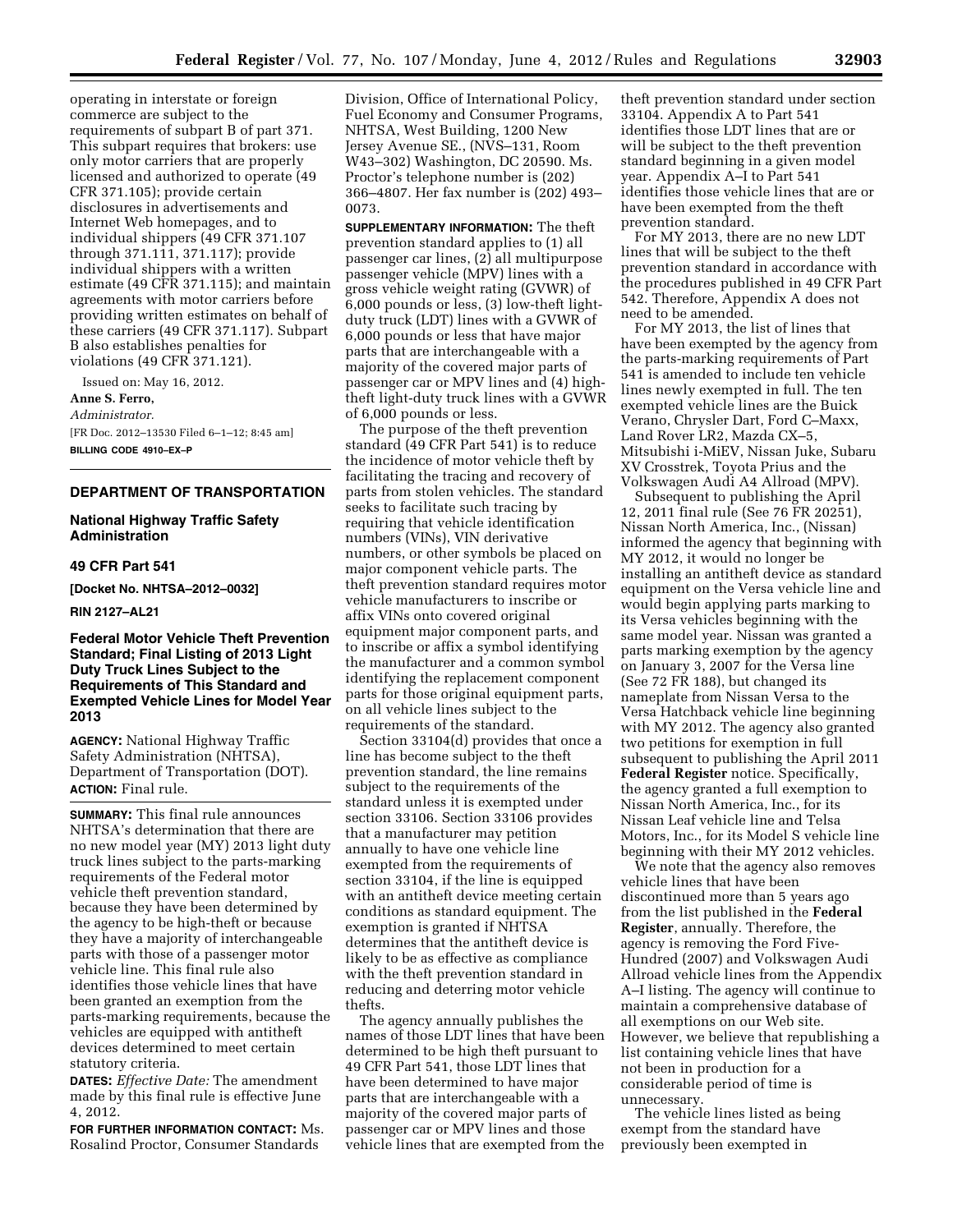operating in interstate or foreign commerce are subject to the requirements of subpart B of part 371. This subpart requires that brokers: use only motor carriers that are properly licensed and authorized to operate (49 CFR 371.105); provide certain disclosures in advertisements and Internet Web homepages, and to individual shippers (49 CFR 371.107 through 371.111, 371.117); provide individual shippers with a written estimate (49 CFR 371.115); and maintain agreements with motor carriers before providing written estimates on behalf of these carriers (49 CFR 371.117). Subpart B also establishes penalties for violations (49 CFR 371.121).

Issued on: May 16, 2012.

**Anne S. Ferro,**

*Administrator.*

[FR Doc. 2012–13530 Filed 6–1–12; 8:45 am]

**BILLING CODE 4910–EX–P**

---

## DEPARTMENT OF TRANSPORTATION

### National Highway Traffic Safety Administration

#### 49 CFR Part 541

**[Docket No. NHTSA–2012–0032]**

**RIN 2127–AL21**

### Federal Motor Vehicle Theft Prevention Standard; Final Listing of 2013 Light Duty Truck Lines Subject to the Requirements of This Standard and Exempted Vehicle Lines for Model Year 2013

**AGENCY:** National Highway Traffic Safety Administration (NHTSA), Department of Transportation (DOT).

**ACTION:** Final rule.

**SUMMARY:** This final rule announces NHTSA's determination that there are no new model year (MY) 2013 light duty truck lines subject to the parts-marking requirements of the Federal motor vehicle theft prevention standard, because they have been determined by the agency to be high-theft or because they have a majority of interchangeable parts with those of a passenger motor vehicle line. This final rule also identifies those vehicle lines that have been granted an exemption from the parts-marking requirements, because the vehicles are equipped with antitheft devices determined to meet certain statutory criteria.

**DATES:** *Effective Date:* The amendment made by this final rule is effective June 4, 2012.

**FOR FURTHER INFORMATION CONTACT:** Ms. Rosalind Proctor, Consumer Standards Division, Office of International Policy, Fuel Economy and Consumer Programs, NHTSA, West Building, 1200 New Jersey Avenue SE., (NVS–131, Room W43–302) Washington, DC 20590. Ms. Proctor's telephone number is (202) 366–4807. Her fax number is (202) 493–0073.

**SUPPLEMENTARY INFORMATION:** The theft prevention standard applies to (1) all passenger car lines, (2) all multipurpose passenger vehicle (MPV) lines with a gross vehicle weight rating (GVWR) of 6,000 pounds or less, (3) low-theft light-duty truck (LDT) lines with a GVWR of 6,000 pounds or less that have major parts that are interchangeable with a majority of the covered major parts of passenger car or MPV lines and (4) high-theft light-duty truck lines with a GVWR of 6,000 pounds or less.

The purpose of the theft prevention standard (49 CFR Part 541) is to reduce the incidence of motor vehicle theft by facilitating the tracing and recovery of parts from stolen vehicles. The standard seeks to facilitate such tracing by requiring that vehicle identification numbers (VINs), VIN derivative numbers, or other symbols be placed on major component vehicle parts. The theft prevention standard requires motor vehicle manufacturers to inscribe or affix VINs onto covered original equipment major component parts, and to inscribe or affix a symbol identifying the manufacturer and a common symbol identifying the replacement component parts for those original equipment parts, on all vehicle lines subject to the requirements of the standard.

Section 33104(d) provides that once a line has become subject to the theft prevention standard, the line remains subject to the requirements of the standard unless it is exempted under section 33106. Section 33106 provides that a manufacturer may petition annually to have one vehicle line exempted from the requirements of section 33104, if the line is equipped with an antitheft device meeting certain conditions as standard equipment. The exemption is granted if NHTSA determines that the antitheft device is likely to be as effective as compliance with the theft prevention standard in reducing and deterring motor vehicle thefts.

The agency annually publishes the names of those LDT lines that have been determined to be high theft pursuant to 49 CFR Part 541, those LDT lines that have been determined to have major parts that are interchangeable with a majority of the covered major parts of passenger car or MPV lines and those vehicle lines that are exempted from the theft prevention standard under section 33104. Appendix A to Part 541 identifies those LDT lines that are or will be subject to the theft prevention standard beginning in a given model year. Appendix A–I to Part 541 identifies those vehicle lines that are or have been exempted from the theft prevention standard.

For MY 2013, there are no new LDT lines that will be subject to the theft prevention standard in accordance with the procedures published in 49 CFR Part 542. Therefore, Appendix A does not need to be amended.

For MY 2013, the list of lines that have been exempted by the agency from the parts-marking requirements of Part 541 is amended to include ten vehicle lines newly exempted in full. The ten exempted vehicle lines are the Buick Verano, Chrysler Dart, Ford C–Maxx, Land Rover LR2, Mazda CX–5, Mitsubishi i-MiEV, Nissan Juke, Subaru XV Crosstrek, Toyota Prius and the Volkswagen Audi A4 Allroad (MPV).

Subsequent to publishing the April 12, 2011 final rule (See 76 FR 20251), Nissan North America, Inc., (Nissan) informed the agency that beginning with MY 2012, it would no longer be installing an antitheft device as standard equipment on the Versa vehicle line and would begin applying parts marking to its Versa vehicles beginning with the same model year. Nissan was granted a parts marking exemption by the agency on January 3, 2007 for the Versa line (See 72 FR 188), but changed its nameplate from Nissan Versa to the Versa Hatchback vehicle line beginning with MY 2012. The agency also granted two petitions for exemption in full subsequent to publishing the April 2011 **Federal Register** notice. Specifically, the agency granted a full exemption to Nissan North America, Inc., for its Nissan Leaf vehicle line and Telsa Motors, Inc., for its Model S vehicle line beginning with their MY 2012 vehicles.

We note that the agency also removes vehicle lines that have been discontinued more than 5 years ago from the list published in the **Federal Register**, annually. Therefore, the agency is removing the Ford Five-Hundred (2007) and Volkswagen Audi Allroad vehicle lines from the Appendix A–I listing. The agency will continue to maintain a comprehensive database of all exemptions on our Web site. However, we believe that republishing a list containing vehicle lines that have not been in production for a considerable period of time is unnecessary.

The vehicle lines listed as being exempt from the standard have previously been exempted in